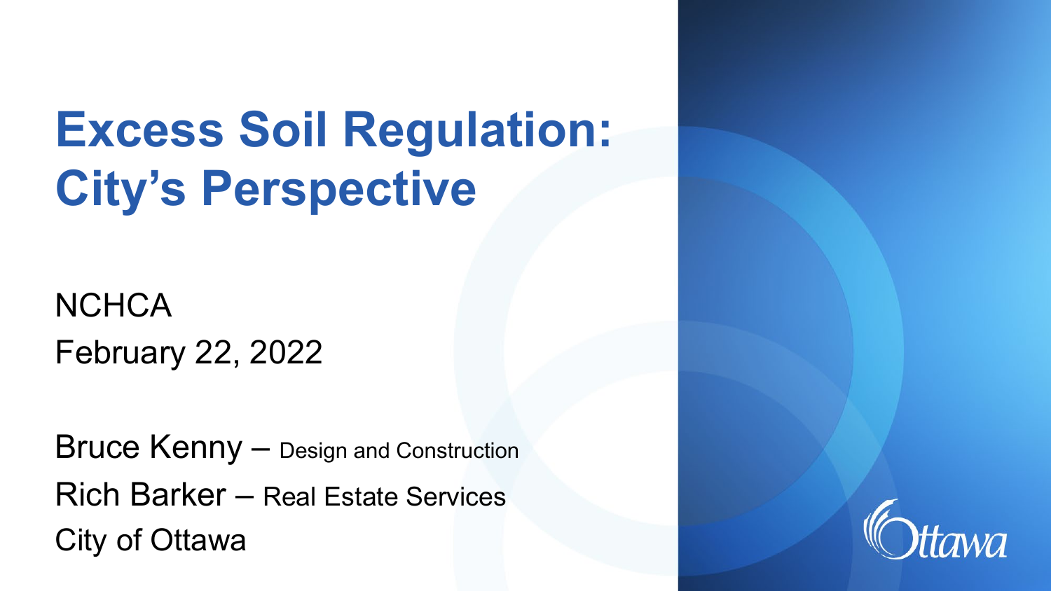# Excess Soil Regulation: City's Perspective

NCHCA

February 22, 2022

Bruce Kenny – Design and Construction

Rich Barker – Real Estate Services

City of Ottawa

Ottawa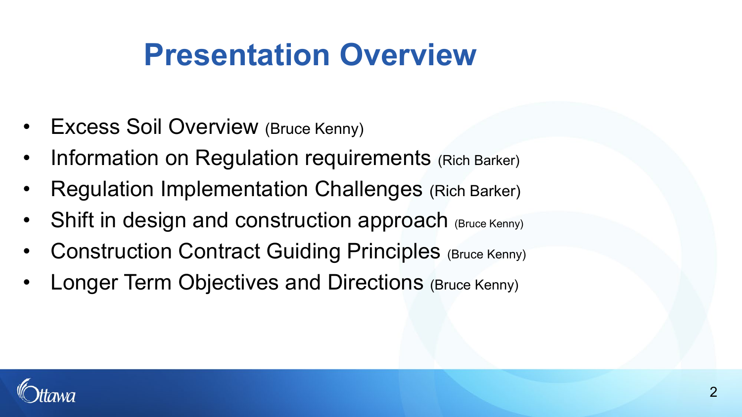# Presentation Overview

- Excess Soil Overview (Bruce Kenny)
- Information on Regulation requirements (Rich Barker)
- Regulation Implementation Challenges (Rich Barker)
- Shift in design and construction approach (Bruce Kenny)
- Construction Contract Guiding Principles (Bruce Kenny)
- Longer Term Objectives and Directions (Bruce Kenny)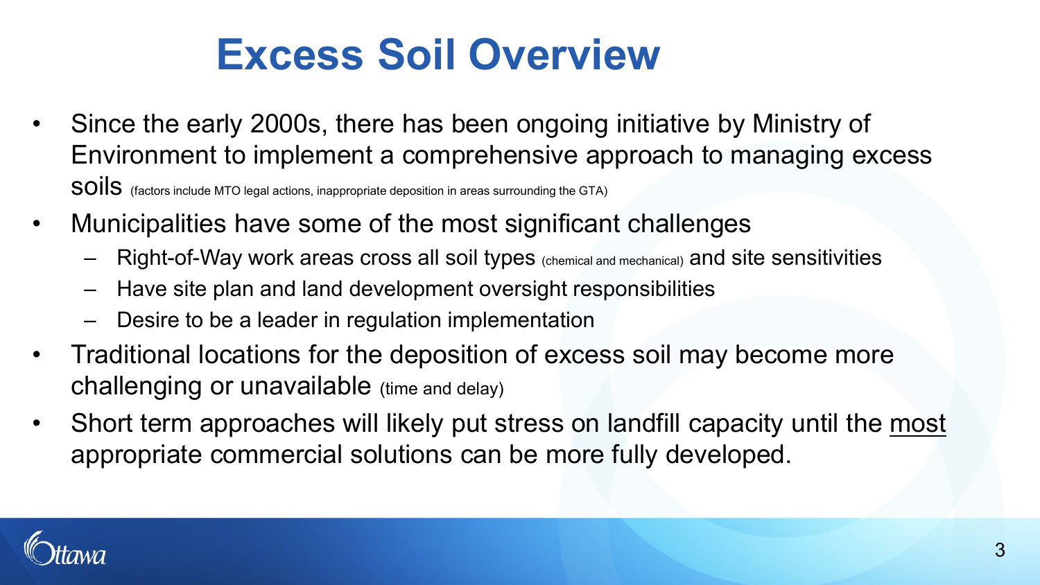# Excess Soil Overview

- Since the early 2000s, there has been ongoing initiative by Ministry of Environment to implement a comprehensive approach to managing excess soils (factors include MTO legal actions, inappropriate deposition in areas surrounding the GTA)
- Municipalities have some of the most significant challenges
  - Right-of-Way work areas cross all soil types (chemical and mechanical) and site sensitivities
  - Have site plan and land development oversight responsibilities
  - Desire to be a leader in regulation implementation
- Traditional locations for the deposition of excess soil may become more challenging or unavailable (time and delay)
- Short term approaches will likely put stress on landfill capacity until the <u>most</u> appropriate commercial solutions can be more fully developed.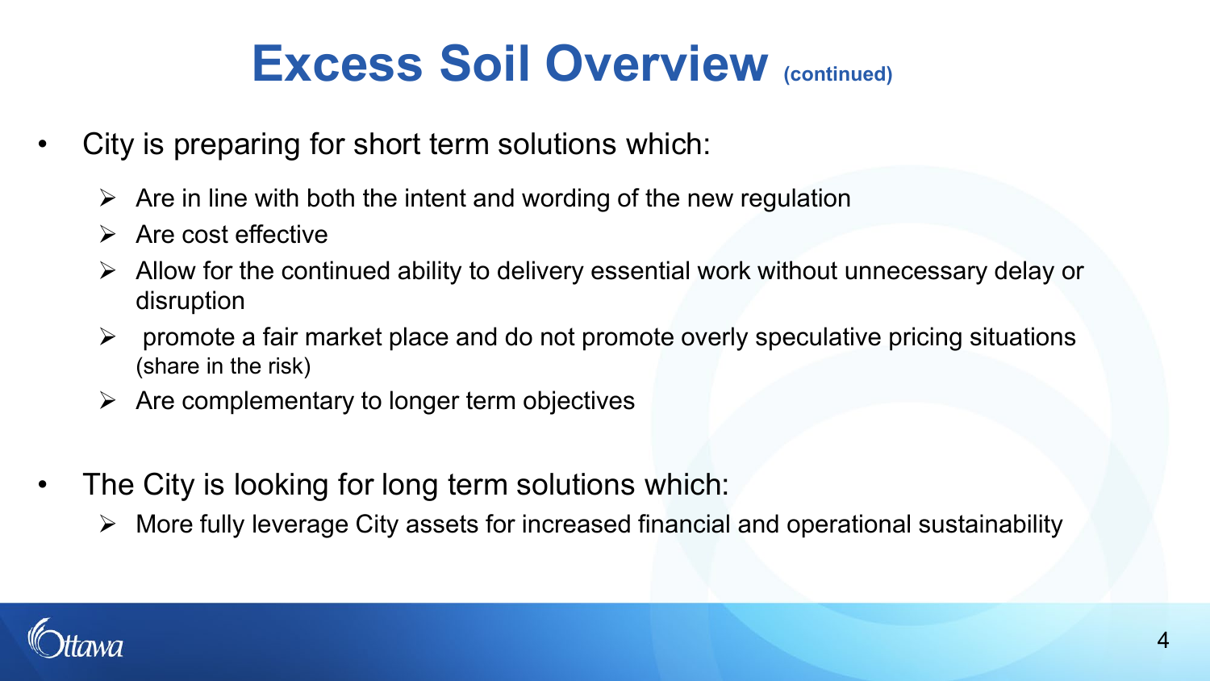# Excess Soil Overview (continued)

- City is preparing for short term solutions which:
  - Are in line with both the intent and wording of the new regulation
  - Are cost effective
  - Allow for the continued ability to delivery essential work without unnecessary delay or disruption
  - promote a fair market place and do not promote overly speculative pricing situations (share in the risk)
  - Are complementary to longer term objectives

- The City is looking for long term solutions which:
  - More fully leverage City assets for increased financial and operational sustainability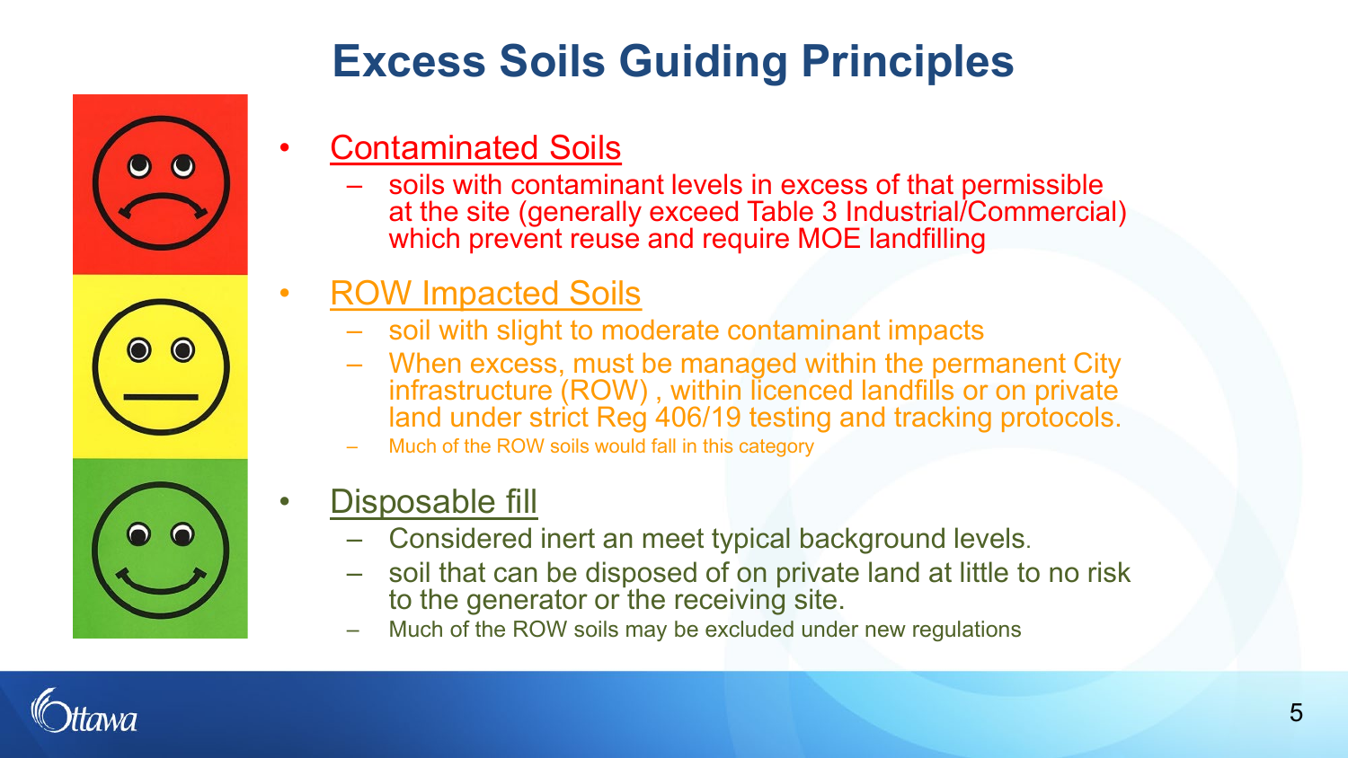# Excess Soils Guiding Principles

- Contaminated Soils
  - soils with contaminant levels in excess of that permissible at the site (generally exceed Table 3 Industrial/Commercial) which prevent reuse and require MOE landfilling
- ROW Impacted Soils
  - soil with slight to moderate contaminant impacts
  - When excess, must be managed within the permanent City infrastructure (ROW) , within licenced landfills or on private land under strict Reg 406/19 testing and tracking protocols.
  - Much of the ROW soils would fall in this category
- Disposable fill
  - Considered inert an meet typical background levels.
  - soil that can be disposed of on private land at little to no risk to the generator or the receiving site.
  - Much of the ROW soils may be excluded under new regulations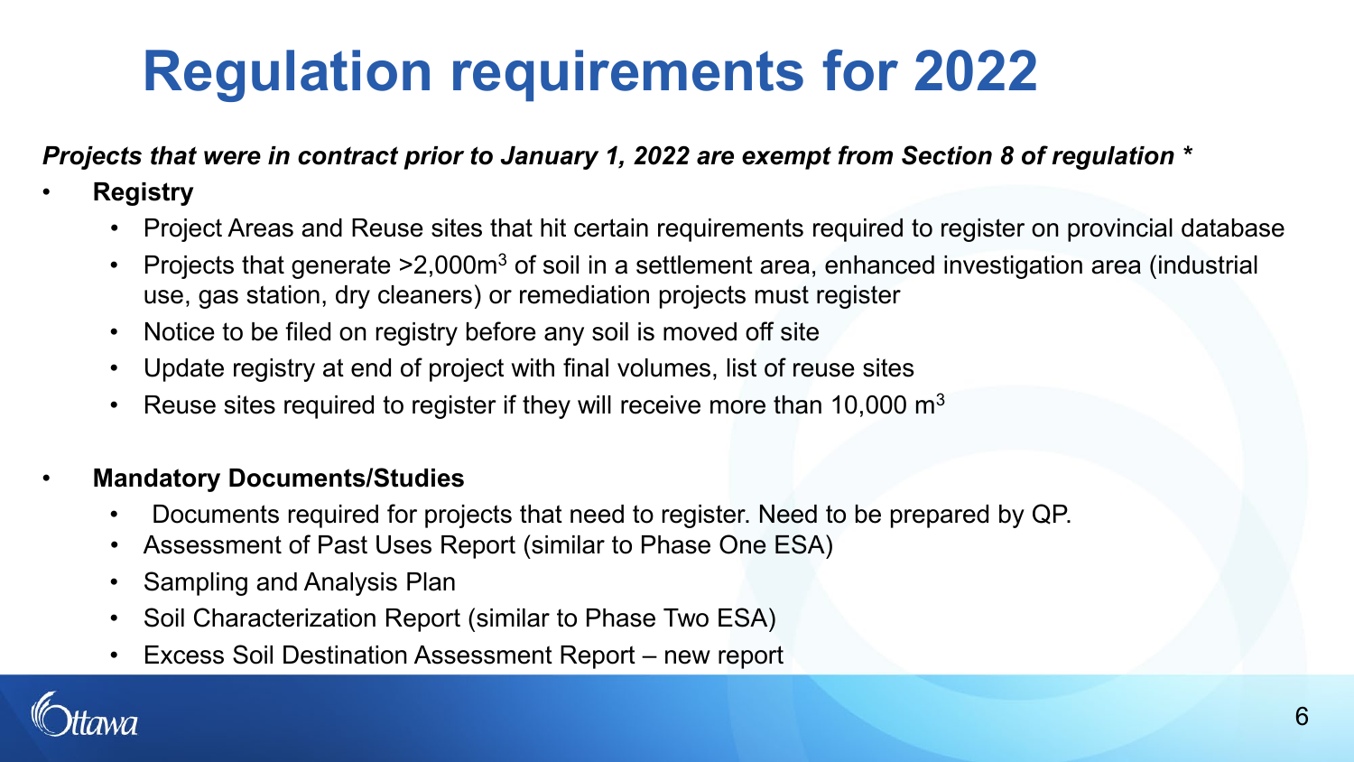# Regulation requirements for 2022

***Projects that were in contract prior to January 1, 2022 are exempt from Section 8 of regulation \****

- **Registry**
  - Project Areas and Reuse sites that hit certain requirements required to register on provincial database
  - Projects that generate >2,000m$^3$ of soil in a settlement area, enhanced investigation area (industrial use, gas station, dry cleaners) or remediation projects must register
  - Notice to be filed on registry before any soil is moved off site
  - Update registry at end of project with final volumes, list of reuse sites
  - Reuse sites required to register if they will receive more than 10,000 m$^3$

- **Mandatory Documents/Studies**
  - Documents required for projects that need to register. Need to be prepared by QP.
  - Assessment of Past Uses Report (similar to Phase One ESA)
  - Sampling and Analysis Plan
  - Soil Characterization Report (similar to Phase Two ESA)
  - Excess Soil Destination Assessment Report – new report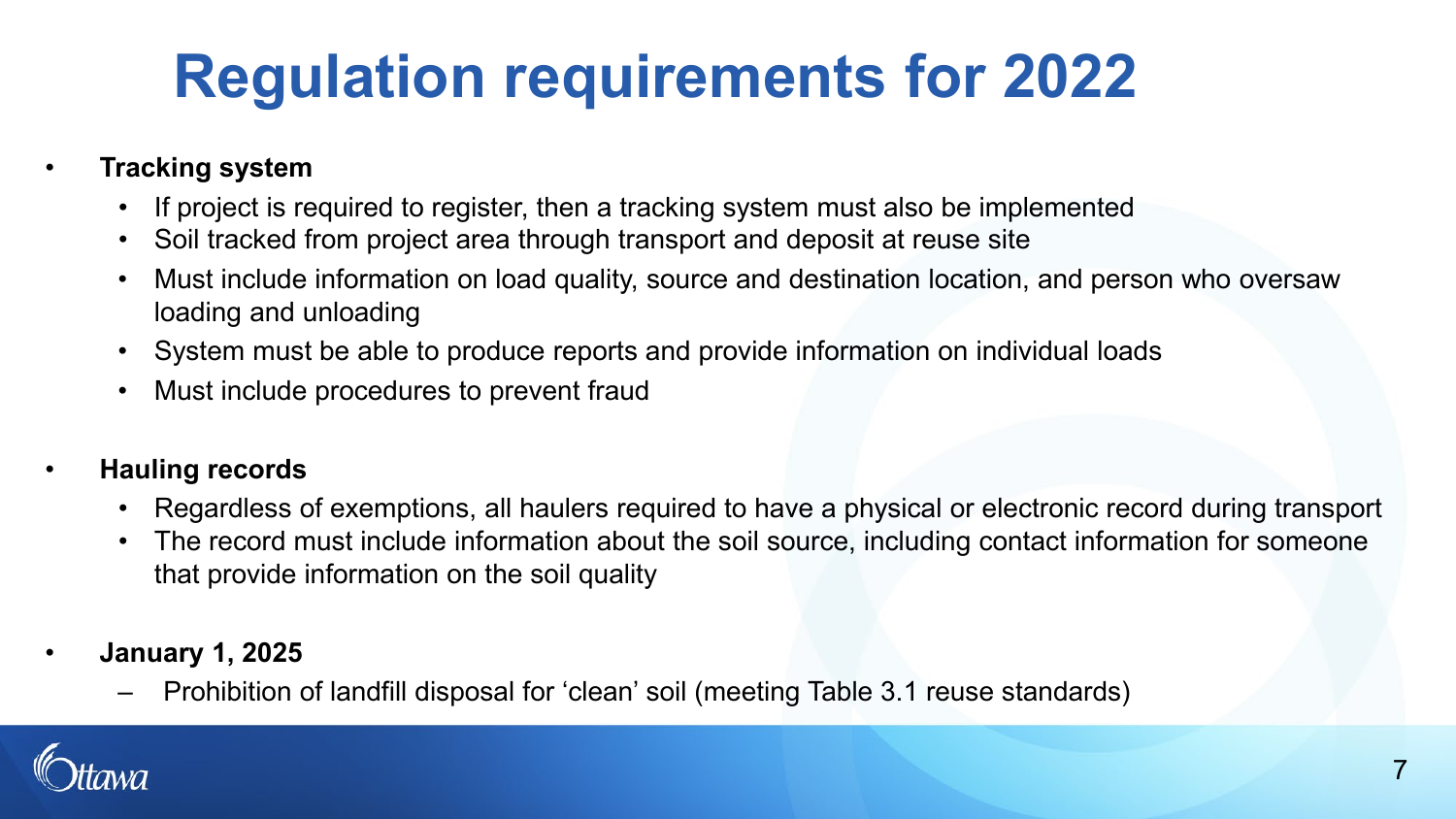# Regulation requirements for 2022

- **Tracking system**
  - If project is required to register, then a tracking system must also be implemented
  - Soil tracked from project area through transport and deposit at reuse site
  - Must include information on load quality, source and destination location, and person who oversaw loading and unloading
  - System must be able to produce reports and provide information on individual loads
  - Must include procedures to prevent fraud

- **Hauling records**
  - Regardless of exemptions, all haulers required to have a physical or electronic record during transport
  - The record must include information about the soil source, including contact information for someone that provide information on the soil quality

- **January 1, 2025**
  - Prohibition of landfill disposal for 'clean' soil (meeting Table 3.1 reuse standards)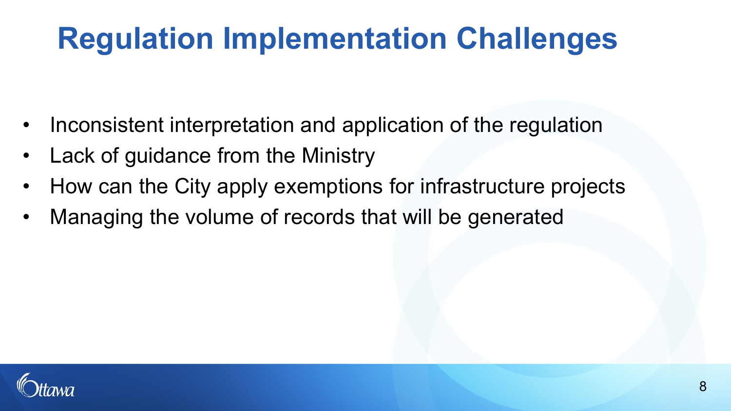# Regulation Implementation Challenges

- Inconsistent interpretation and application of the regulation
- Lack of guidance from the Ministry
- How can the City apply exemptions for infrastructure projects
- Managing the volume of records that will be generated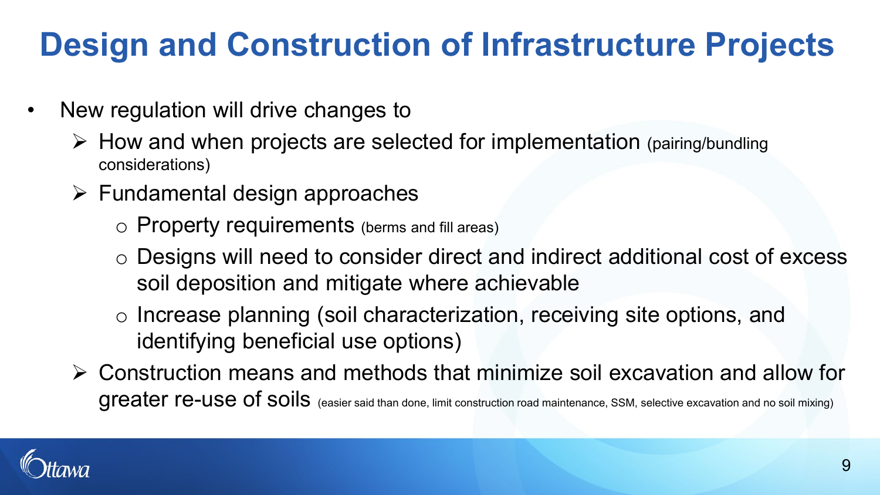# Design and Construction of Infrastructure Projects

- New regulation will drive changes to
  - How and when projects are selected for implementation (pairing/bundling considerations)
  - Fundamental design approaches
    - Property requirements (berms and fill areas)
    - Designs will need to consider direct and indirect additional cost of excess soil deposition and mitigate where achievable
    - Increase planning (soil characterization, receiving site options, and identifying beneficial use options)
  - Construction means and methods that minimize soil excavation and allow for greater re-use of soils (easier said than done, limit construction road maintenance, SSM, selective excavation and no soil mixing)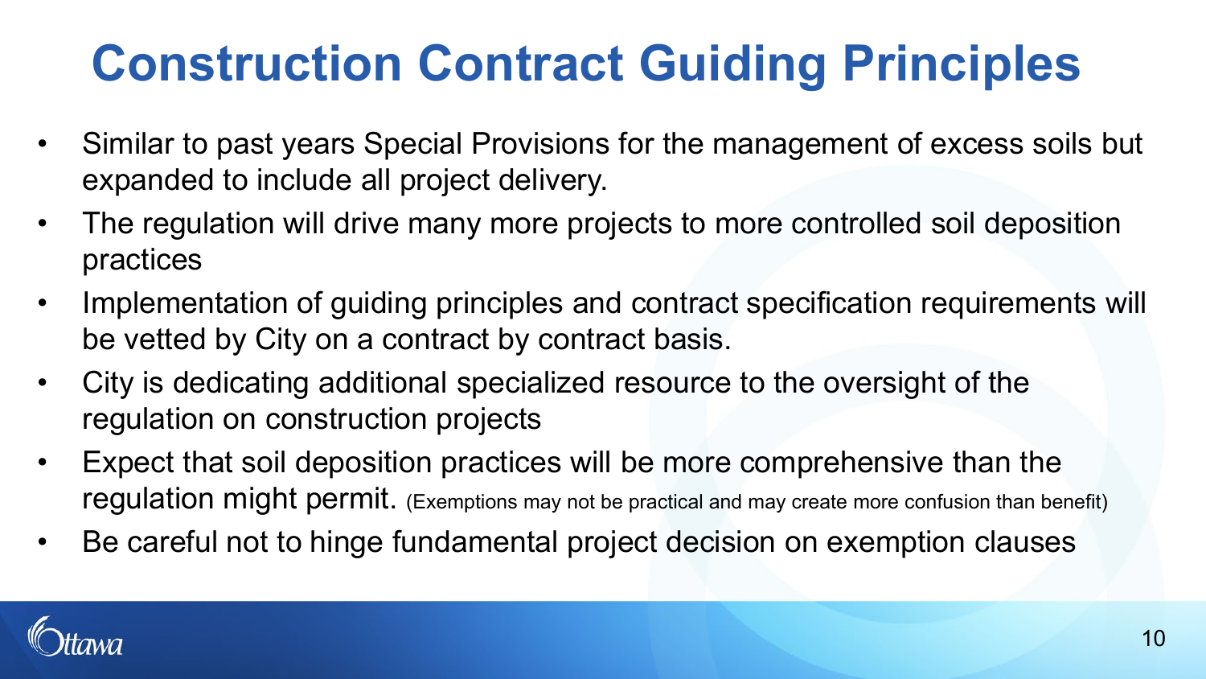# Construction Contract Guiding Principles

- Similar to past years Special Provisions for the management of excess soils but expanded to include all project delivery.
- The regulation will drive many more projects to more controlled soil deposition practices
- Implementation of guiding principles and contract specification requirements will be vetted by City on a contract by contract basis.
- City is dedicating additional specialized resource to the oversight of the regulation on construction projects
- Expect that soil deposition practices will be more comprehensive than the regulation might permit. (Exemptions may not be practical and may create more confusion than benefit)
- Be careful not to hinge fundamental project decision on exemption clauses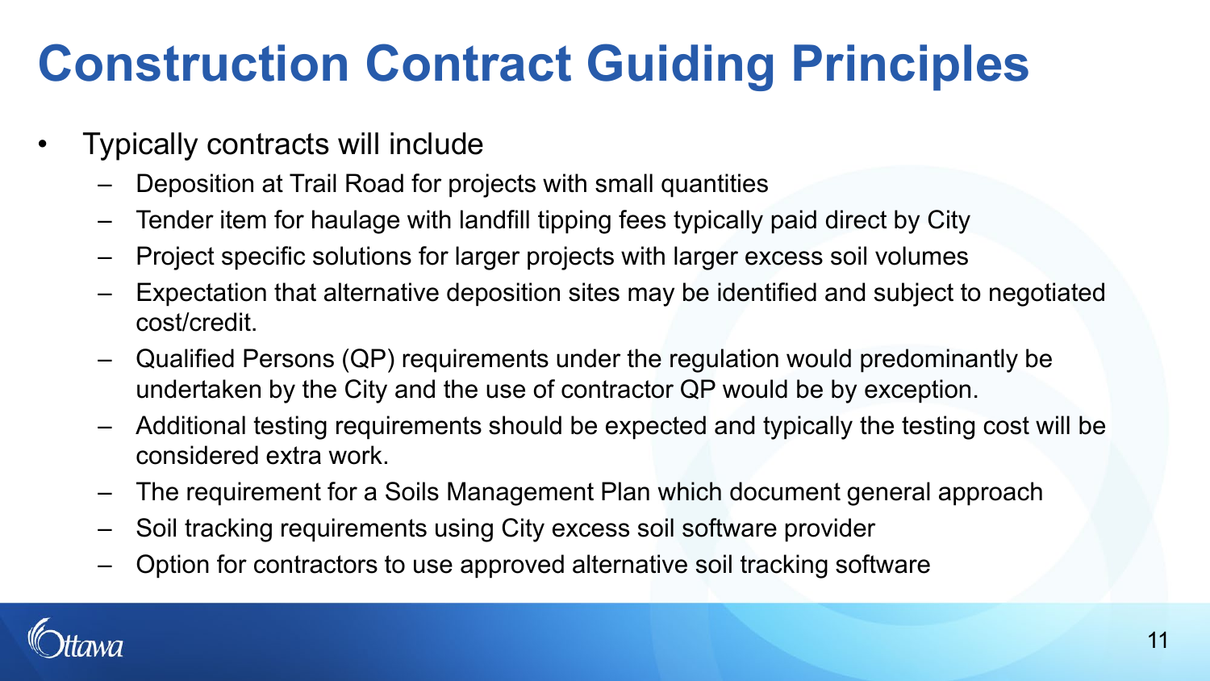# Construction Contract Guiding Principles

- Typically contracts will include
  - Deposition at Trail Road for projects with small quantities
  - Tender item for haulage with landfill tipping fees typically paid direct by City
  - Project specific solutions for larger projects with larger excess soil volumes
  - Expectation that alternative deposition sites may be identified and subject to negotiated cost/credit.
  - Qualified Persons (QP) requirements under the regulation would predominantly be undertaken by the City and the use of contractor QP would be by exception.
  - Additional testing requirements should be expected and typically the testing cost will be considered extra work.
  - The requirement for a Soils Management Plan which document general approach
  - Soil tracking requirements using City excess soil software provider
  - Option for contractors to use approved alternative soil tracking software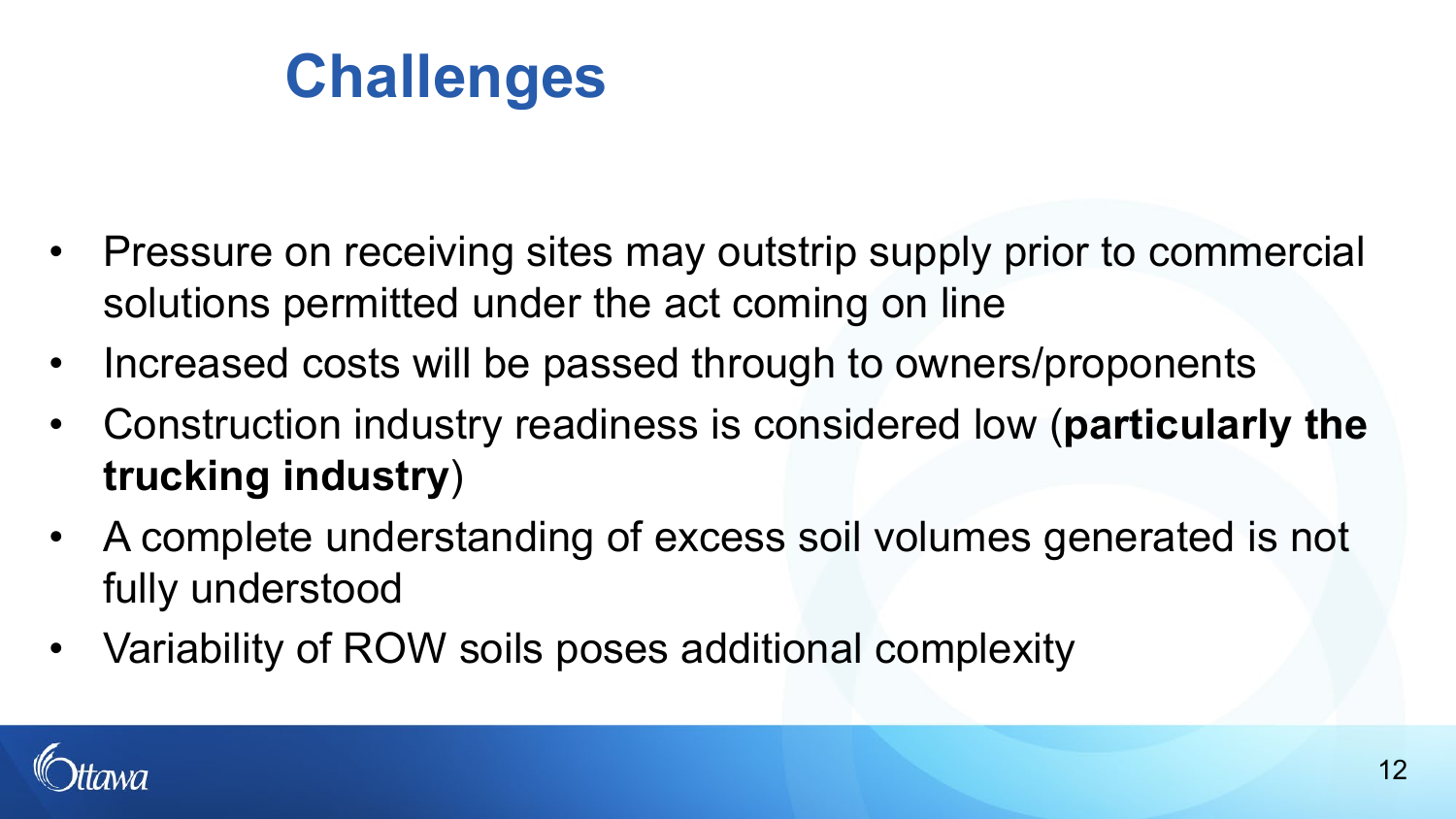# Challenges

- Pressure on receiving sites may outstrip supply prior to commercial solutions permitted under the act coming on line
- Increased costs will be passed through to owners/proponents
- Construction industry readiness is considered low (**particularly the trucking industry**)
- A complete understanding of excess soil volumes generated is not fully understood
- Variability of ROW soils poses additional complexity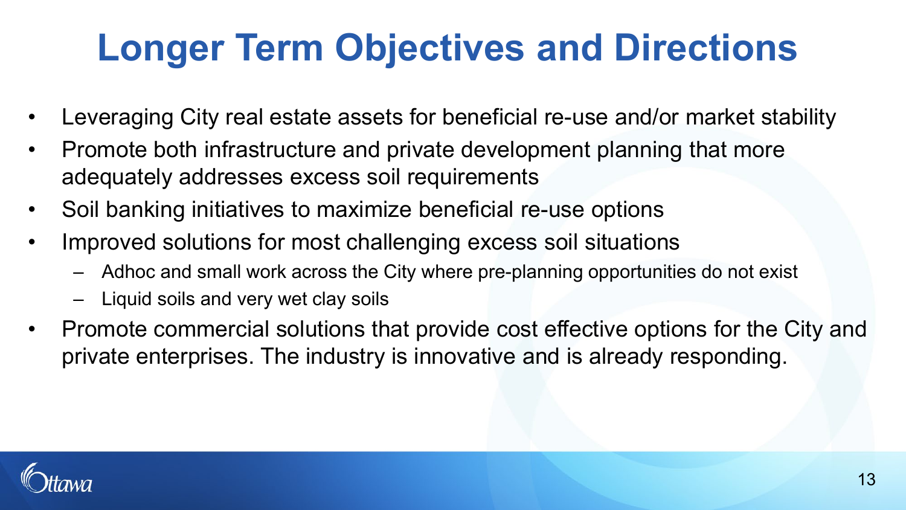# Longer Term Objectives and Directions

- Leveraging City real estate assets for beneficial re-use and/or market stability
- Promote both infrastructure and private development planning that more adequately addresses excess soil requirements
- Soil banking initiatives to maximize beneficial re-use options
- Improved solutions for most challenging excess soil situations
  - Adhoc and small work across the City where pre-planning opportunities do not exist
  - Liquid soils and very wet clay soils
- Promote commercial solutions that provide cost effective options for the City and private enterprises. The industry is innovative and is already responding.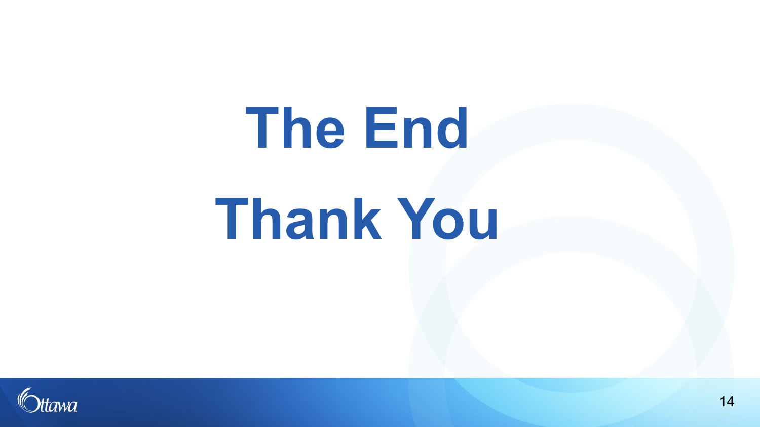# The End

# Thank You